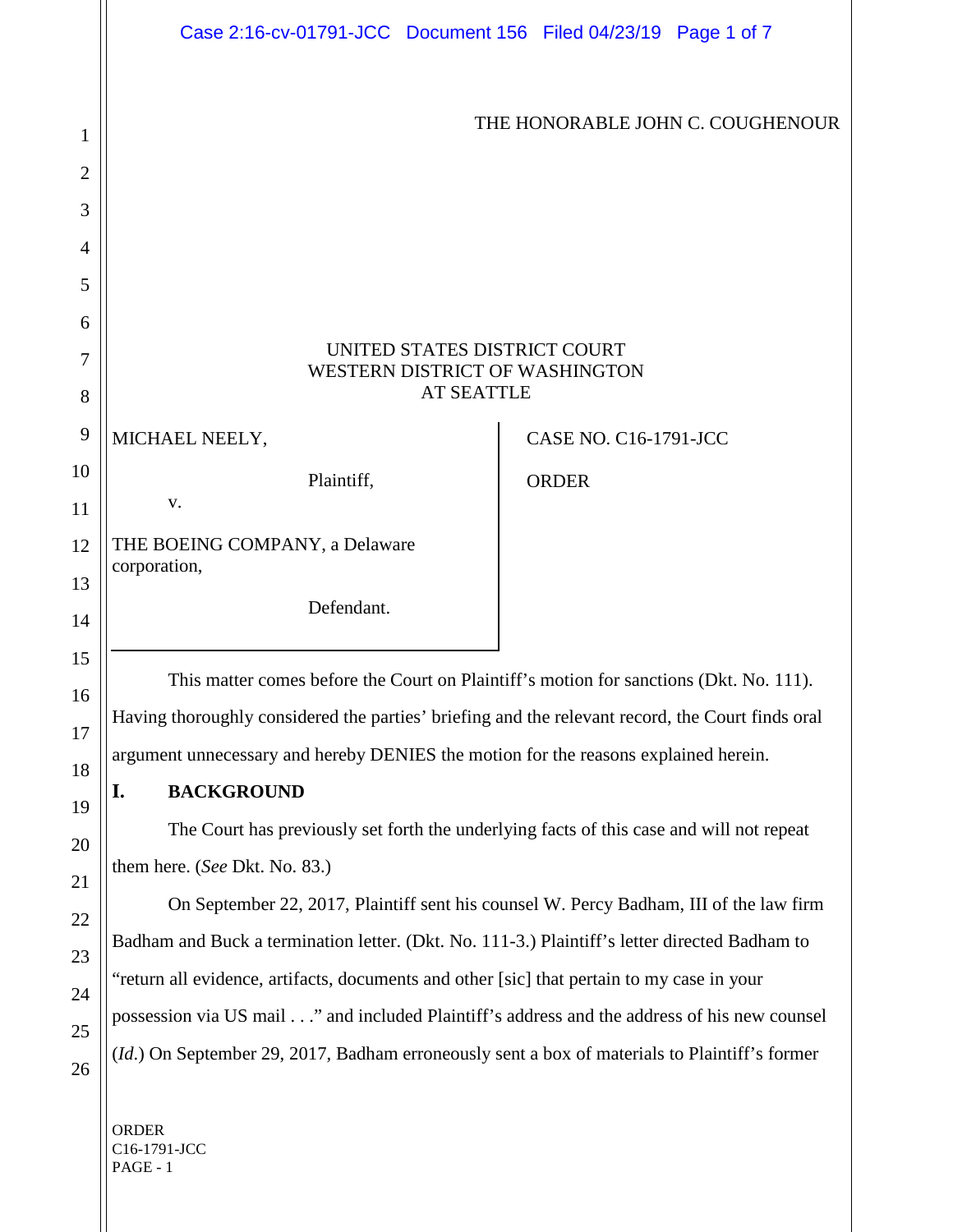THE HONORABLE JOHN C. COUGHENOUR

UNITED STATES DISTRICT COURT
WESTERN DISTRICT OF WASHINGTON
AT SEATTLE

| | |
|---|---|
| MICHAEL NEELY,<br><br>Plaintiff,<br><br>v.<br><br>THE BOEING COMPANY, a Delaware corporation,<br><br>Defendant. | CASE NO. C16-1791-JCC<br><br>ORDER |

This matter comes before the Court on Plaintiff's motion for sanctions (Dkt. No. 111). Having thoroughly considered the parties' briefing and the relevant record, the Court finds oral argument unnecessary and hereby DENIES the motion for the reasons explained herein.

## I. BACKGROUND

The Court has previously set forth the underlying facts of this case and will not repeat them here. (*See* Dkt. No. 83.)

On September 22, 2017, Plaintiff sent his counsel W. Percy Badham, III of the law firm Badham and Buck a termination letter. (Dkt. No. 111-3.) Plaintiff's letter directed Badham to "return all evidence, artifacts, documents and other [sic] that pertain to my case in your possession via US mail . . ." and included Plaintiff's address and the address of his new counsel (*Id.*) On September 29, 2017, Badham erroneously sent a box of materials to Plaintiff's former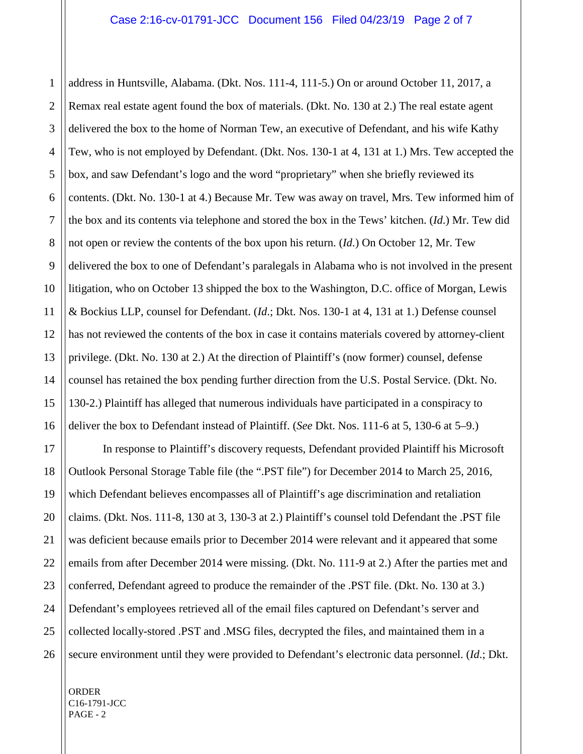address in Huntsville, Alabama. (Dkt. Nos. 111-4, 111-5.) On or around October 11, 2017, a Remax real estate agent found the box of materials. (Dkt. No. 130 at 2.) The real estate agent delivered the box to the home of Norman Tew, an executive of Defendant, and his wife Kathy Tew, who is not employed by Defendant. (Dkt. Nos. 130-1 at 4, 131 at 1.) Mrs. Tew accepted the box, and saw Defendant's logo and the word "proprietary" when she briefly reviewed its contents. (Dkt. No. 130-1 at 4.) Because Mr. Tew was away on travel, Mrs. Tew informed him of the box and its contents via telephone and stored the box in the Tews' kitchen. (*Id.*) Mr. Tew did not open or review the contents of the box upon his return. (*Id.*) On October 12, Mr. Tew delivered the box to one of Defendant's paralegals in Alabama who is not involved in the present litigation, who on October 13 shipped the box to the Washington, D.C. office of Morgan, Lewis & Bockius LLP, counsel for Defendant. (*Id.*; Dkt. Nos. 130-1 at 4, 131 at 1.) Defense counsel has not reviewed the contents of the box in case it contains materials covered by attorney-client privilege. (Dkt. No. 130 at 2.) At the direction of Plaintiff's (now former) counsel, defense counsel has retained the box pending further direction from the U.S. Postal Service. (Dkt. No. 130-2.) Plaintiff has alleged that numerous individuals have participated in a conspiracy to deliver the box to Defendant instead of Plaintiff. (*See* Dkt. Nos. 111-6 at 5, 130-6 at 5–9.)

In response to Plaintiff's discovery requests, Defendant provided Plaintiff his Microsoft Outlook Personal Storage Table file (the ".PST file") for December 2014 to March 25, 2016, which Defendant believes encompasses all of Plaintiff's age discrimination and retaliation claims. (Dkt. Nos. 111-8, 130 at 3, 130-3 at 2.) Plaintiff's counsel told Defendant the .PST file was deficient because emails prior to December 2014 were relevant and it appeared that some emails from after December 2014 were missing. (Dkt. No. 111-9 at 2.) After the parties met and conferred, Defendant agreed to produce the remainder of the .PST file. (Dkt. No. 130 at 3.) Defendant's employees retrieved all of the email files captured on Defendant's server and collected locally-stored .PST and .MSG files, decrypted the files, and maintained them in a secure environment until they were provided to Defendant's electronic data personnel. (*Id.*; Dkt.

ORDER
C16-1791-JCC
PAGE - 2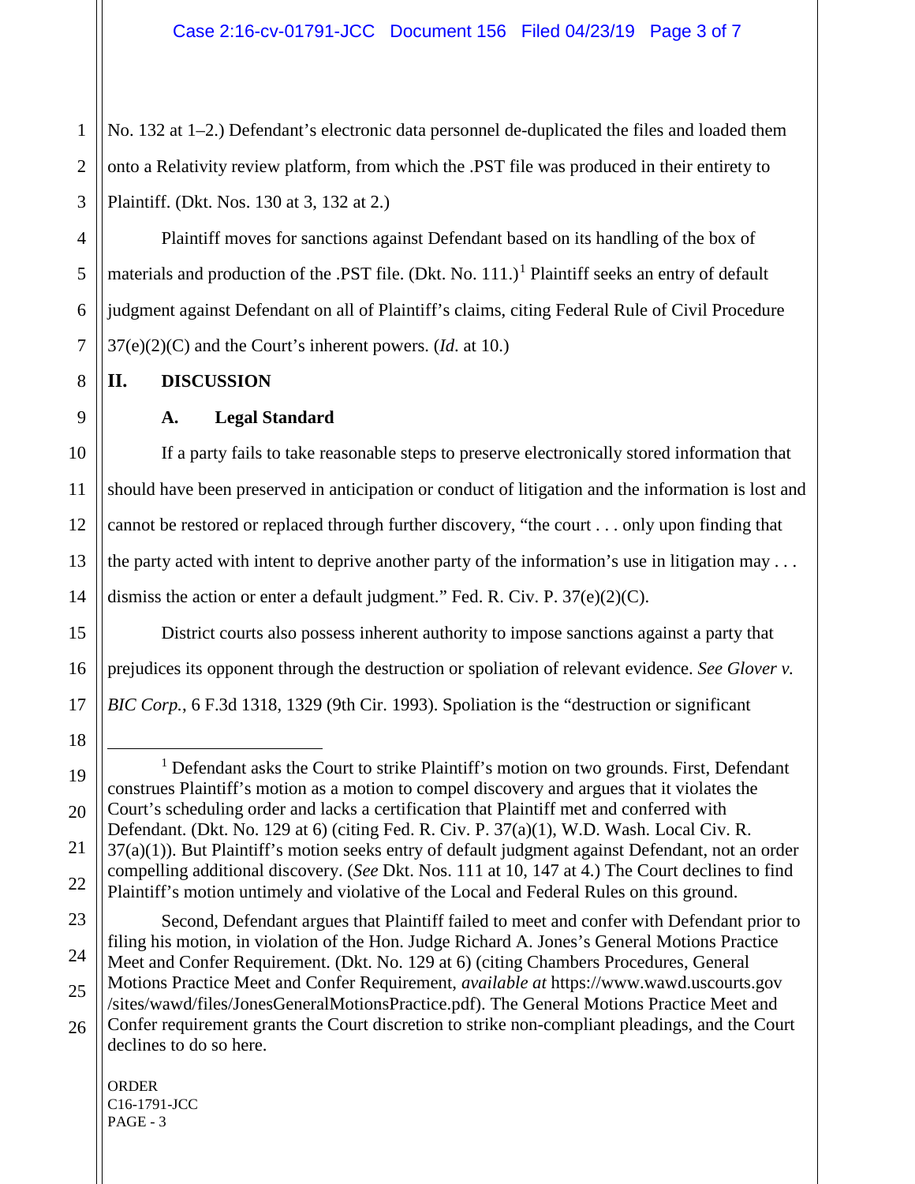No. 132 at 1–2.) Defendant's electronic data personnel de-duplicated the files and loaded them onto a Relativity review platform, from which the .PST file was produced in their entirety to Plaintiff. (Dkt. Nos. 130 at 3, 132 at 2.)

Plaintiff moves for sanctions against Defendant based on its handling of the box of materials and production of the .PST file. (Dkt. No. 111.)[1] Plaintiff seeks an entry of default judgment against Defendant on all of Plaintiff's claims, citing Federal Rule of Civil Procedure 37(e)(2)(C) and the Court's inherent powers. (*Id.* at 10.)

## II. DISCUSSION

### A. Legal Standard

If a party fails to take reasonable steps to preserve electronically stored information that should have been preserved in anticipation or conduct of litigation and the information is lost and cannot be restored or replaced through further discovery, "the court . . . only upon finding that the party acted with intent to deprive another party of the information's use in litigation may . . . dismiss the action or enter a default judgment." Fed. R. Civ. P. 37(e)(2)(C).

District courts also possess inherent authority to impose sanctions against a party that prejudices its opponent through the destruction or spoliation of relevant evidence. *See Glover v. BIC Corp.*, 6 F.3d 1318, 1329 (9th Cir. 1993). Spoliation is the "destruction or significant

---

[1] Defendant asks the Court to strike Plaintiff's motion on two grounds. First, Defendant construes Plaintiff's motion as a motion to compel discovery and argues that it violates the Court's scheduling order and lacks a certification that Plaintiff met and conferred with Defendant. (Dkt. No. 129 at 6) (citing Fed. R. Civ. P. 37(a)(1), W.D. Wash. Local Civ. R. 37(a)(1)). But Plaintiff's motion seeks entry of default judgment against Defendant, not an order compelling additional discovery. (*See* Dkt. Nos. 111 at 10, 147 at 4.) The Court declines to find Plaintiff's motion untimely and violative of the Local and Federal Rules on this ground.

Second, Defendant argues that Plaintiff failed to meet and confer with Defendant prior to filing his motion, in violation of the Hon. Judge Richard A. Jones's General Motions Practice Meet and Confer Requirement. (Dkt. No. 129 at 6) (citing Chambers Procedures, General Motions Practice Meet and Confer Requirement, *available at* https://www.wawd.uscourts.gov/sites/wawd/files/JonesGeneralMotionsPractice.pdf). The General Motions Practice Meet and Confer requirement grants the Court discretion to strike non-compliant pleadings, and the Court declines to do so here.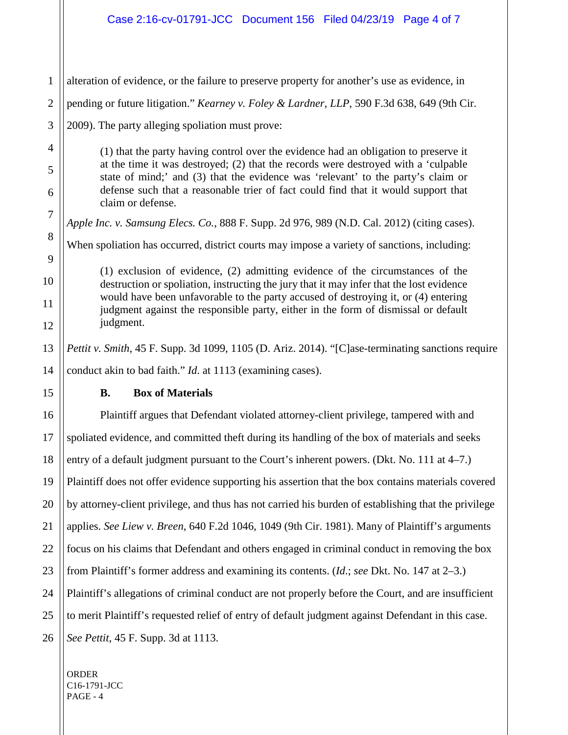alteration of evidence, or the failure to preserve property for another's use as evidence, in pending or future litigation." *Kearney v. Foley & Lardner, LLP*, 590 F.3d 638, 649 (9th Cir. 2009). The party alleging spoliation must prove:

> (1) that the party having control over the evidence had an obligation to preserve it at the time it was destroyed; (2) that the records were destroyed with a 'culpable state of mind;' and (3) that the evidence was 'relevant' to the party's claim or defense such that a reasonable trier of fact could find that it would support that claim or defense.

*Apple Inc. v. Samsung Elecs. Co.*, 888 F. Supp. 2d 976, 989 (N.D. Cal. 2012) (citing cases). When spoliation has occurred, district courts may impose a variety of sanctions, including:

> (1) exclusion of evidence, (2) admitting evidence of the circumstances of the destruction or spoliation, instructing the jury that it may infer that the lost evidence would have been unfavorable to the party accused of destroying it, or (4) entering judgment against the responsible party, either in the form of dismissal or default judgment.

*Pettit v. Smith*, 45 F. Supp. 3d 1099, 1105 (D. Ariz. 2014). "[C]ase-terminating sanctions require conduct akin to bad faith." *Id.* at 1113 (examining cases).

### B. Box of Materials

Plaintiff argues that Defendant violated attorney-client privilege, tampered with and spoliated evidence, and committed theft during its handling of the box of materials and seeks entry of a default judgment pursuant to the Court's inherent powers. (Dkt. No. 111 at 4–7.) Plaintiff does not offer evidence supporting his assertion that the box contains materials covered by attorney-client privilege, and thus has not carried his burden of establishing that the privilege applies. *See Liew v. Breen*, 640 F.2d 1046, 1049 (9th Cir. 1981). Many of Plaintiff's arguments focus on his claims that Defendant and others engaged in criminal conduct in removing the box from Plaintiff's former address and examining its contents. (*Id.*; *see* Dkt. No. 147 at 2–3.) Plaintiff's allegations of criminal conduct are not properly before the Court, and are insufficient to merit Plaintiff's requested relief of entry of default judgment against Defendant in this case. *See Pettit*, 45 F. Supp. 3d at 1113.

ORDER
C16-1791-JCC
PAGE - 4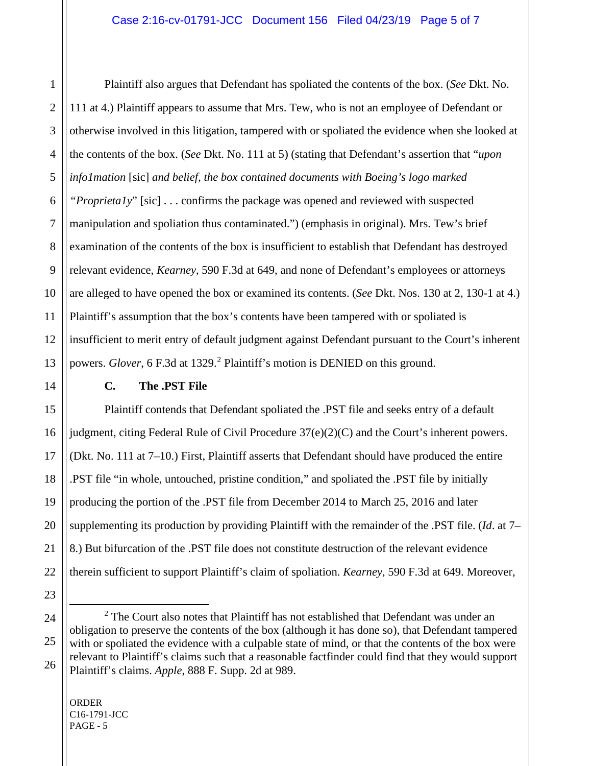Plaintiff also argues that Defendant has spoliated the contents of the box. (*See* Dkt. No. 111 at 4.) Plaintiff appears to assume that Mrs. Tew, who is not an employee of Defendant or otherwise involved in this litigation, tampered with or spoliated the evidence when she looked at the contents of the box. (*See* Dkt. No. 111 at 5) (stating that Defendant's assertion that "*upon info1mation* [sic] *and belief, the box contained documents with Boeing's logo marked "Proprieta1y*" [sic] . . . confirms the package was opened and reviewed with suspected manipulation and spoliation thus contaminated.") (emphasis in original). Mrs. Tew's brief examination of the contents of the box is insufficient to establish that Defendant has destroyed relevant evidence, *Kearney*, 590 F.3d at 649, and none of Defendant's employees or attorneys are alleged to have opened the box or examined its contents. (*See* Dkt. Nos. 130 at 2, 130-1 at 4.) Plaintiff's assumption that the box's contents have been tampered with or spoliated is insufficient to merit entry of default judgment against Defendant pursuant to the Court's inherent powers. *Glover*, 6 F.3d at 1329.[2] Plaintiff's motion is DENIED on this ground.

### C. The .PST File

Plaintiff contends that Defendant spoliated the .PST file and seeks entry of a default judgment, citing Federal Rule of Civil Procedure 37(e)(2)(C) and the Court's inherent powers. (Dkt. No. 111 at 7–10.) First, Plaintiff asserts that Defendant should have produced the entire .PST file "in whole, untouched, pristine condition," and spoliated the .PST file by initially producing the portion of the .PST file from December 2014 to March 25, 2016 and later supplementing its production by providing Plaintiff with the remainder of the .PST file. (*Id*. at 7–8.) But bifurcation of the .PST file does not constitute destruction of the relevant evidence therein sufficient to support Plaintiff's claim of spoliation. *Kearney*, 590 F.3d at 649. Moreover,

---

[2] The Court also notes that Plaintiff has not established that Defendant was under an obligation to preserve the contents of the box (although it has done so), that Defendant tampered with or spoliated the evidence with a culpable state of mind, or that the contents of the box were relevant to Plaintiff's claims such that a reasonable factfinder could find that they would support Plaintiff's claims. *Apple*, 888 F. Supp. 2d at 989.

ORDER
C16-1791-JCC
PAGE - 5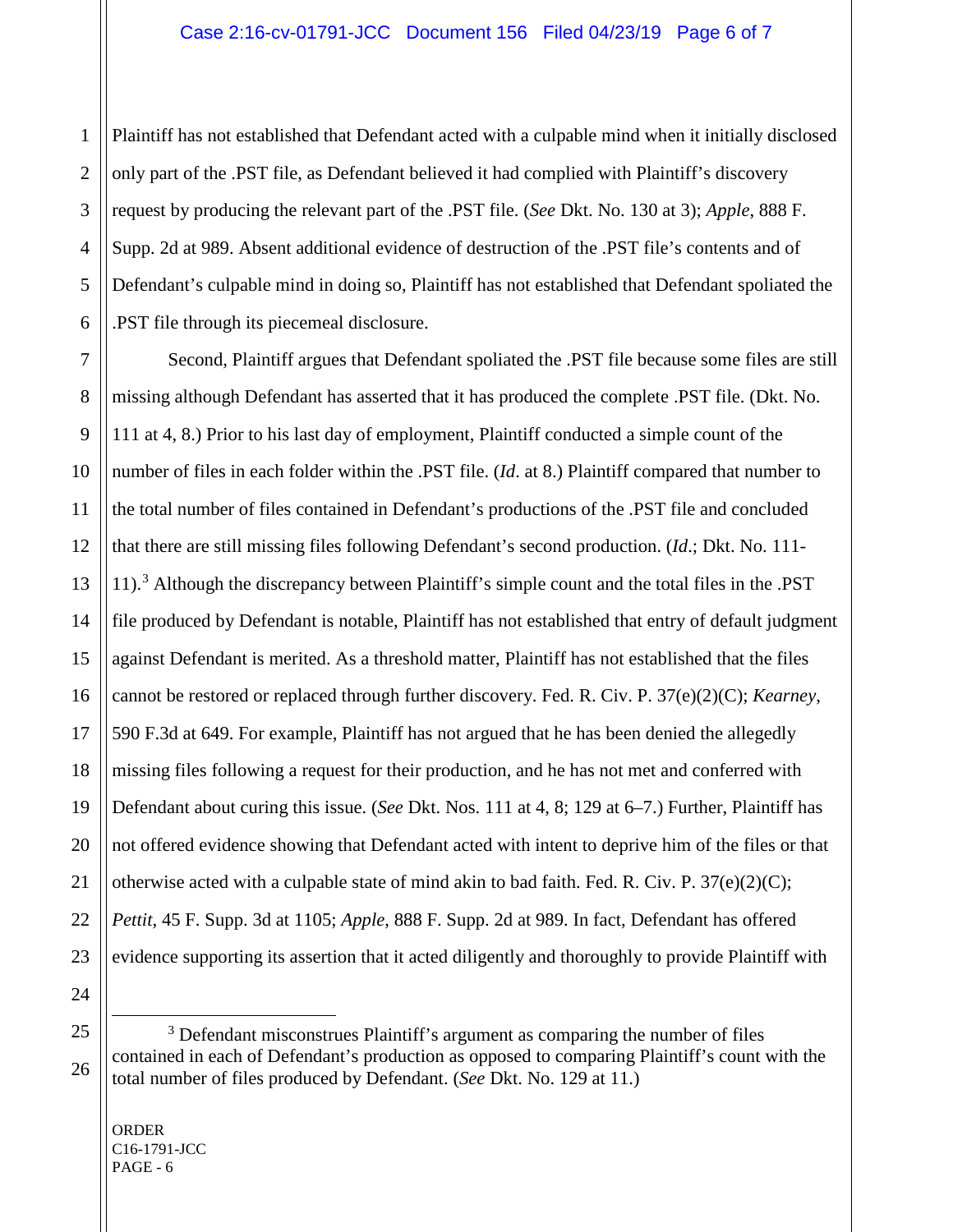Plaintiff has not established that Defendant acted with a culpable mind when it initially disclosed only part of the .PST file, as Defendant believed it had complied with Plaintiff's discovery request by producing the relevant part of the .PST file. (*See* Dkt. No. 130 at 3); *Apple*, 888 F. Supp. 2d at 989. Absent additional evidence of destruction of the .PST file's contents and of Defendant's culpable mind in doing so, Plaintiff has not established that Defendant spoliated the .PST file through its piecemeal disclosure.

Second, Plaintiff argues that Defendant spoliated the .PST file because some files are still missing although Defendant has asserted that it has produced the complete .PST file. (Dkt. No. 111 at 4, 8.) Prior to his last day of employment, Plaintiff conducted a simple count of the number of files in each folder within the .PST file. (*Id*. at 8.) Plaintiff compared that number to the total number of files contained in Defendant's productions of the .PST file and concluded that there are still missing files following Defendant's second production. (*Id*.; Dkt. No. 111-11).[3] Although the discrepancy between Plaintiff's simple count and the total files in the .PST file produced by Defendant is notable, Plaintiff has not established that entry of default judgment against Defendant is merited. As a threshold matter, Plaintiff has not established that the files cannot be restored or replaced through further discovery. Fed. R. Civ. P. 37(e)(2)(C); *Kearney*, 590 F.3d at 649. For example, Plaintiff has not argued that he has been denied the allegedly missing files following a request for their production, and he has not met and conferred with Defendant about curing this issue. (*See* Dkt. Nos. 111 at 4, 8; 129 at 6–7.) Further, Plaintiff has not offered evidence showing that Defendant acted with intent to deprive him of the files or that otherwise acted with a culpable state of mind akin to bad faith. Fed. R. Civ. P. 37(e)(2)(C); *Pettit*, 45 F. Supp. 3d at 1105; *Apple*, 888 F. Supp. 2d at 989. In fact, Defendant has offered evidence supporting its assertion that it acted diligently and thoroughly to provide Plaintiff with

[3] Defendant misconstrues Plaintiff's argument as comparing the number of files contained in each of Defendant's production as opposed to comparing Plaintiff's count with the total number of files produced by Defendant. (*See* Dkt. No. 129 at 11.)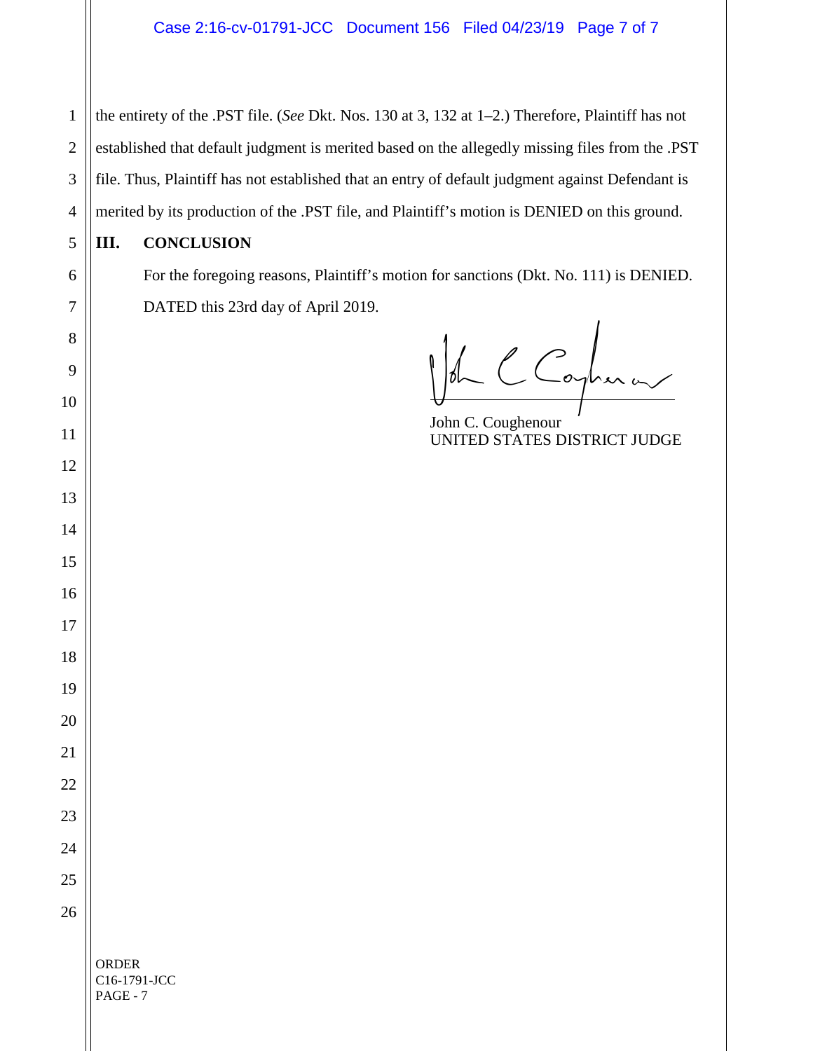the entirety of the .PST file. (*See* Dkt. Nos. 130 at 3, 132 at 1–2.) Therefore, Plaintiff has not established that default judgment is merited based on the allegedly missing files from the .PST file. Thus, Plaintiff has not established that an entry of default judgment against Defendant is merited by its production of the .PST file, and Plaintiff's motion is DENIED on this ground.

## III. CONCLUSION

For the foregoing reasons, Plaintiff's motion for sanctions (Dkt. No. 111) is DENIED.

DATED this 23rd day of April 2019.

John C. Coughenour
UNITED STATES DISTRICT JUDGE

ORDER
C16-1791-JCC